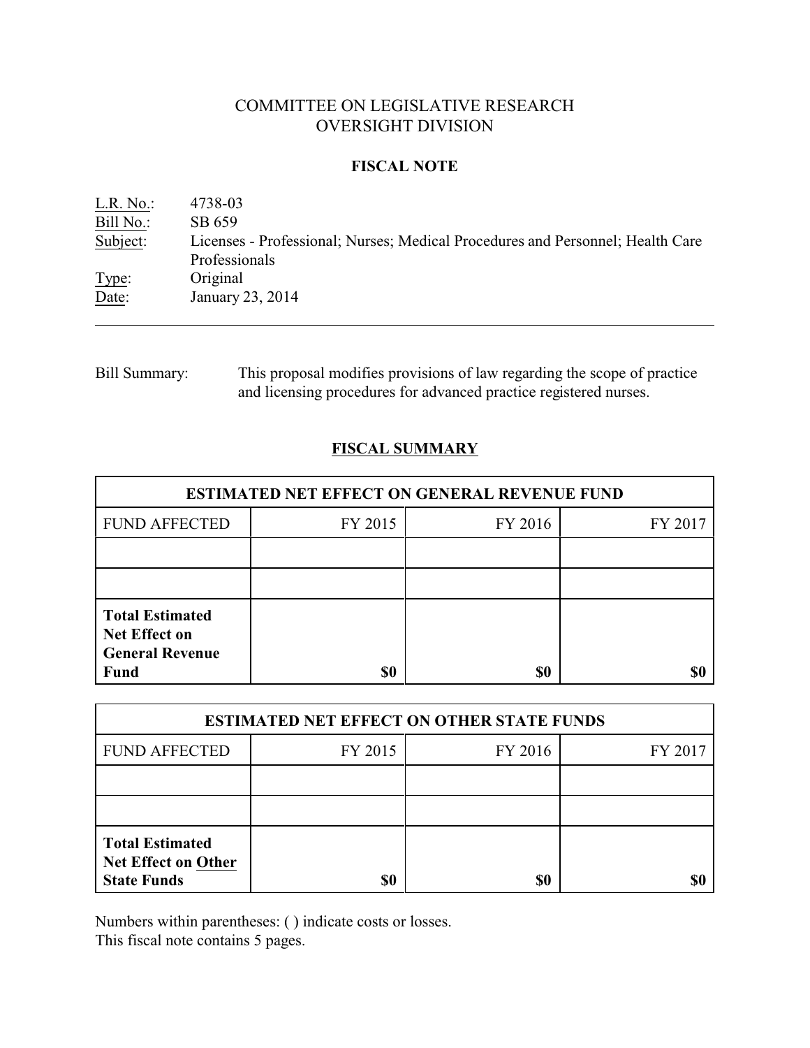# COMMITTEE ON LEGISLATIVE RESEARCH
# OVERSIGHT DIVISION

## FISCAL NOTE

L.R. No.: 4738-03
Bill No.: SB 659
Subject: Licenses - Professional; Nurses; Medical Procedures and Personnel; Health Care Professionals
Type: Original
Date: January 23, 2014

---

Bill Summary: This proposal modifies provisions of law regarding the scope of practice and licensing procedures for advanced practice registered nurses.

## FISCAL SUMMARY

| ESTIMATED NET EFFECT ON GENERAL REVENUE FUND | | | |
|---|---|---|---|
| FUND AFFECTED | FY 2015 | FY 2016 | FY 2017 |
| | | | |
| | | | |
| **Total Estimated Net Effect on General Revenue Fund** | **$0** | **$0** | **$0** |

| ESTIMATED NET EFFECT ON OTHER STATE FUNDS | | | |
|---|---|---|---|
| FUND AFFECTED | FY 2015 | FY 2016 | FY 2017 |
| | | | |
| | | | |
| **Total Estimated Net Effect on Other State Funds** | **$0** | **$0** | **$0** |

Numbers within parentheses: ( ) indicate costs or losses.
This fiscal note contains 5 pages.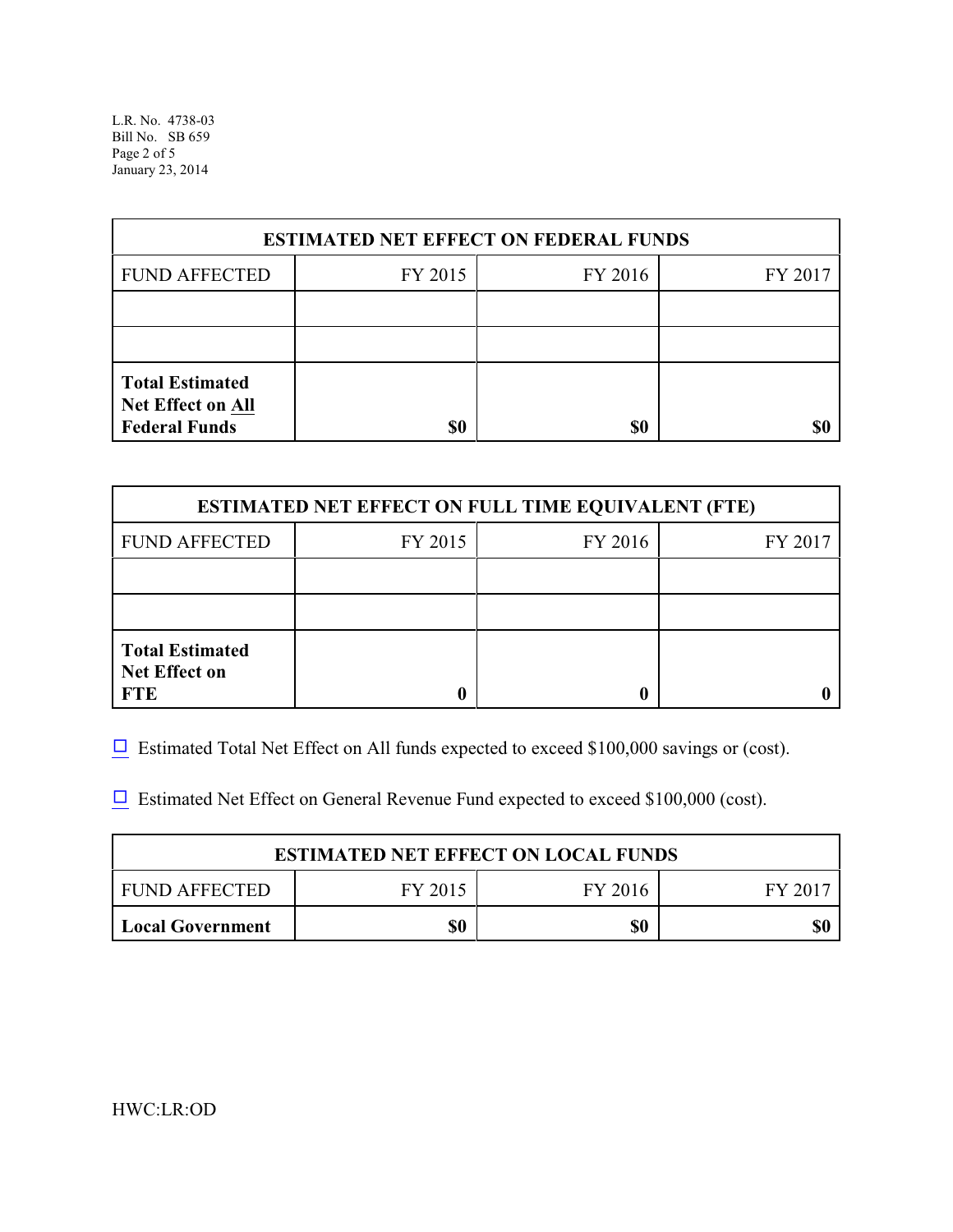| ESTIMATED NET EFFECT ON FEDERAL FUNDS | | | |
|---|---|---|---|
| FUND AFFECTED | FY 2015 | FY 2016 | FY 2017 |
| | | | |
| | | | |
| **Total Estimated Net Effect on All Federal Funds** | **$0** | **$0** | **$0** |

| ESTIMATED NET EFFECT ON FULL TIME EQUIVALENT (FTE) | | | |
|---|---|---|---|
| FUND AFFECTED | FY 2015 | FY 2016 | FY 2017 |
| | | | |
| | | | |
| **Total Estimated Net Effect on FTE** | **0** | **0** | **0** |

☐ Estimated Total Net Effect on All funds expected to exceed $100,000 savings or (cost).

☐ Estimated Net Effect on General Revenue Fund expected to exceed $100,000 (cost).

| ESTIMATED NET EFFECT ON LOCAL FUNDS | | | |
|---|---|---|---|
| FUND AFFECTED | FY 2015 | FY 2016 | FY 2017 |
| **Local Government** | **$0** | **$0** | **$0** |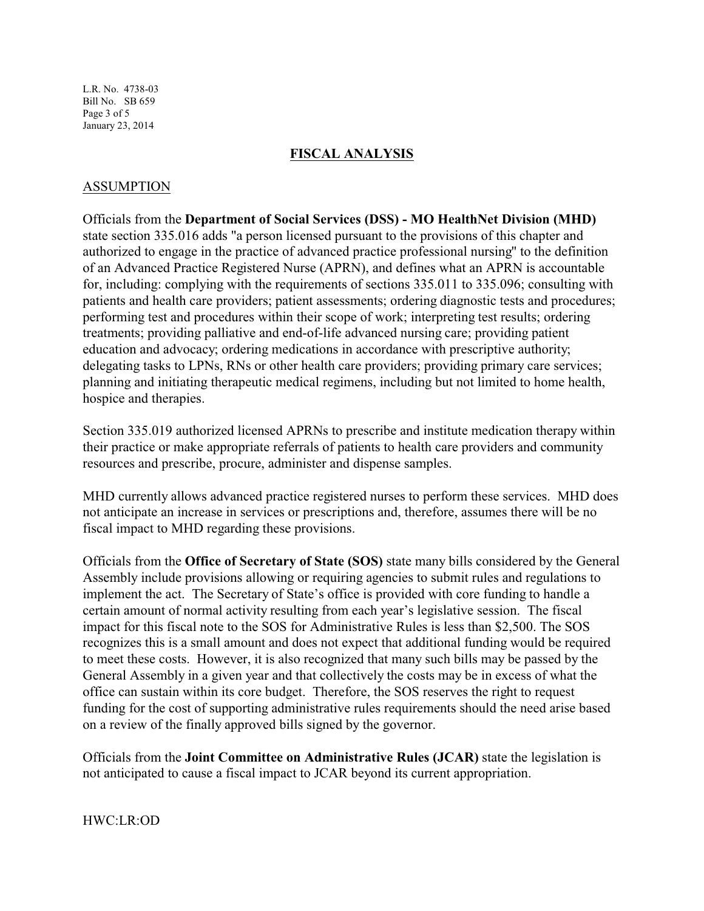## FISCAL ANALYSIS

### ASSUMPTION

Officials from the **Department of Social Services (DSS) - MO HealthNet Division (MHD)** state section 335.016 adds "a person licensed pursuant to the provisions of this chapter and authorized to engage in the practice of advanced practice professional nursing" to the definition of an Advanced Practice Registered Nurse (APRN), and defines what an APRN is accountable for, including: complying with the requirements of sections 335.011 to 335.096; consulting with patients and health care providers; patient assessments; ordering diagnostic tests and procedures; performing test and procedures within their scope of work; interpreting test results; ordering treatments; providing palliative and end-of-life advanced nursing care; providing patient education and advocacy; ordering medications in accordance with prescriptive authority; delegating tasks to LPNs, RNs or other health care providers; providing primary care services; planning and initiating therapeutic medical regimens, including but not limited to home health, hospice and therapies.

Section 335.019 authorized licensed APRNs to prescribe and institute medication therapy within their practice or make appropriate referrals of patients to health care providers and community resources and prescribe, procure, administer and dispense samples.

MHD currently allows advanced practice registered nurses to perform these services. MHD does not anticipate an increase in services or prescriptions and, therefore, assumes there will be no fiscal impact to MHD regarding these provisions.

Officials from the **Office of Secretary of State (SOS)** state many bills considered by the General Assembly include provisions allowing or requiring agencies to submit rules and regulations to implement the act. The Secretary of State's office is provided with core funding to handle a certain amount of normal activity resulting from each year's legislative session. The fiscal impact for this fiscal note to the SOS for Administrative Rules is less than $2,500. The SOS recognizes this is a small amount and does not expect that additional funding would be required to meet these costs. However, it is also recognized that many such bills may be passed by the General Assembly in a given year and that collectively the costs may be in excess of what the office can sustain within its core budget. Therefore, the SOS reserves the right to request funding for the cost of supporting administrative rules requirements should the need arise based on a review of the finally approved bills signed by the governor.

Officials from the **Joint Committee on Administrative Rules (JCAR)** state the legislation is not anticipated to cause a fiscal impact to JCAR beyond its current appropriation.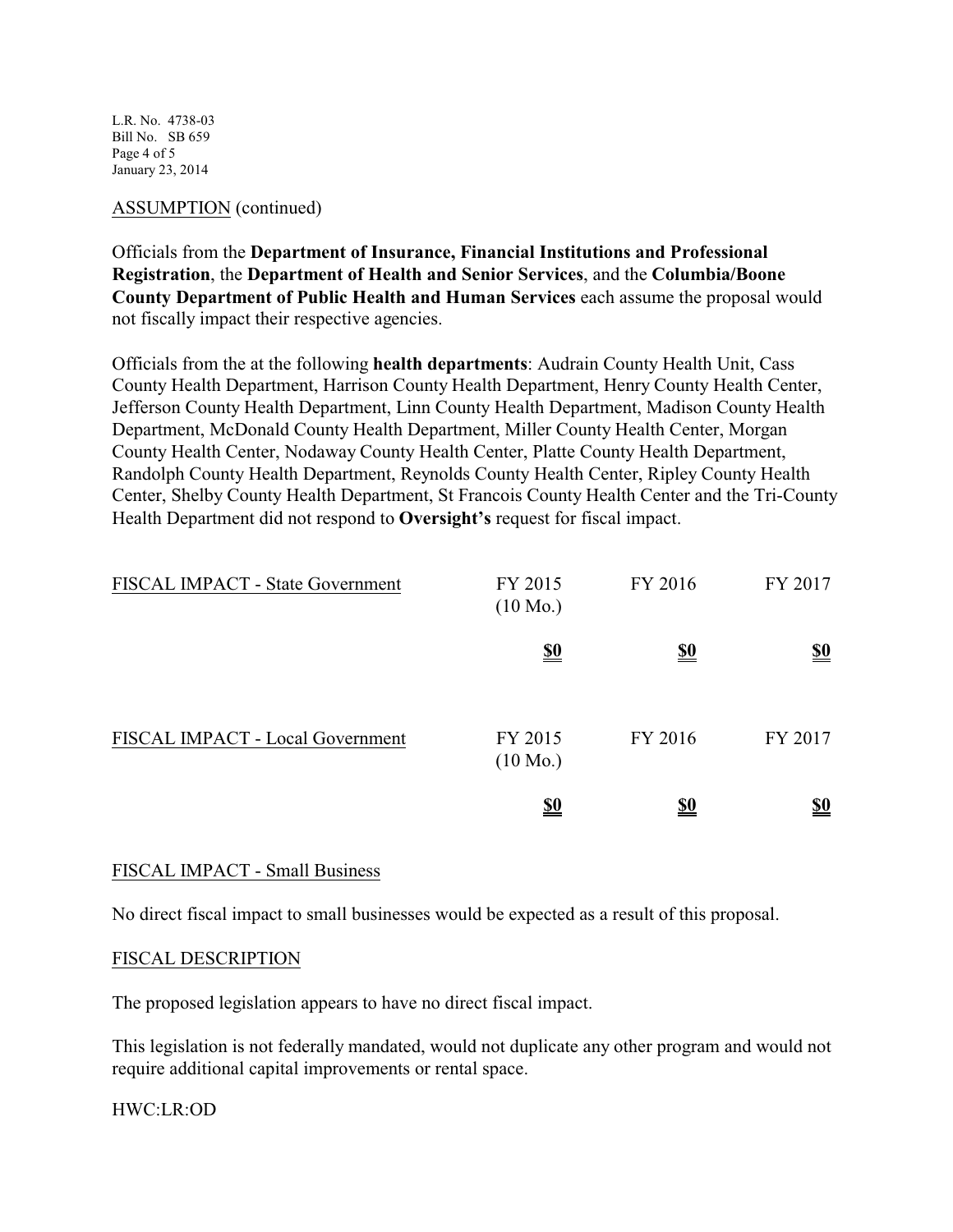ASSUMPTION (continued)

Officials from the **Department of Insurance, Financial Institutions and Professional Registration**, the **Department of Health and Senior Services**, and the **Columbia/Boone County Department of Public Health and Human Services** each assume the proposal would not fiscally impact their respective agencies.

Officials from the at the following **health departments**: Audrain County Health Unit, Cass County Health Department, Harrison County Health Department, Henry County Health Center, Jefferson County Health Department, Linn County Health Department, Madison County Health Department, McDonald County Health Department, Miller County Health Center, Morgan County Health Center, Nodaway County Health Center, Platte County Health Department, Randolph County Health Department, Reynolds County Health Center, Ripley County Health Center, Shelby County Health Department, St Francois County Health Center and the Tri-County Health Department did not respond to **Oversight's** request for fiscal impact.

| FISCAL IMPACT - State Government | FY 2015 (10 Mo.) | FY 2016 | FY 2017 |
|---|---|---|---|
| | **$0** | **$0** | **$0** |

| FISCAL IMPACT - Local Government | FY 2015 (10 Mo.) | FY 2016 | FY 2017 |
|---|---|---|---|
| | **$0** | **$0** | **$0** |

FISCAL IMPACT - Small Business

No direct fiscal impact to small businesses would be expected as a result of this proposal.

FISCAL DESCRIPTION

The proposed legislation appears to have no direct fiscal impact.

This legislation is not federally mandated, would not duplicate any other program and would not require additional capital improvements or rental space.

HWC:LR:OD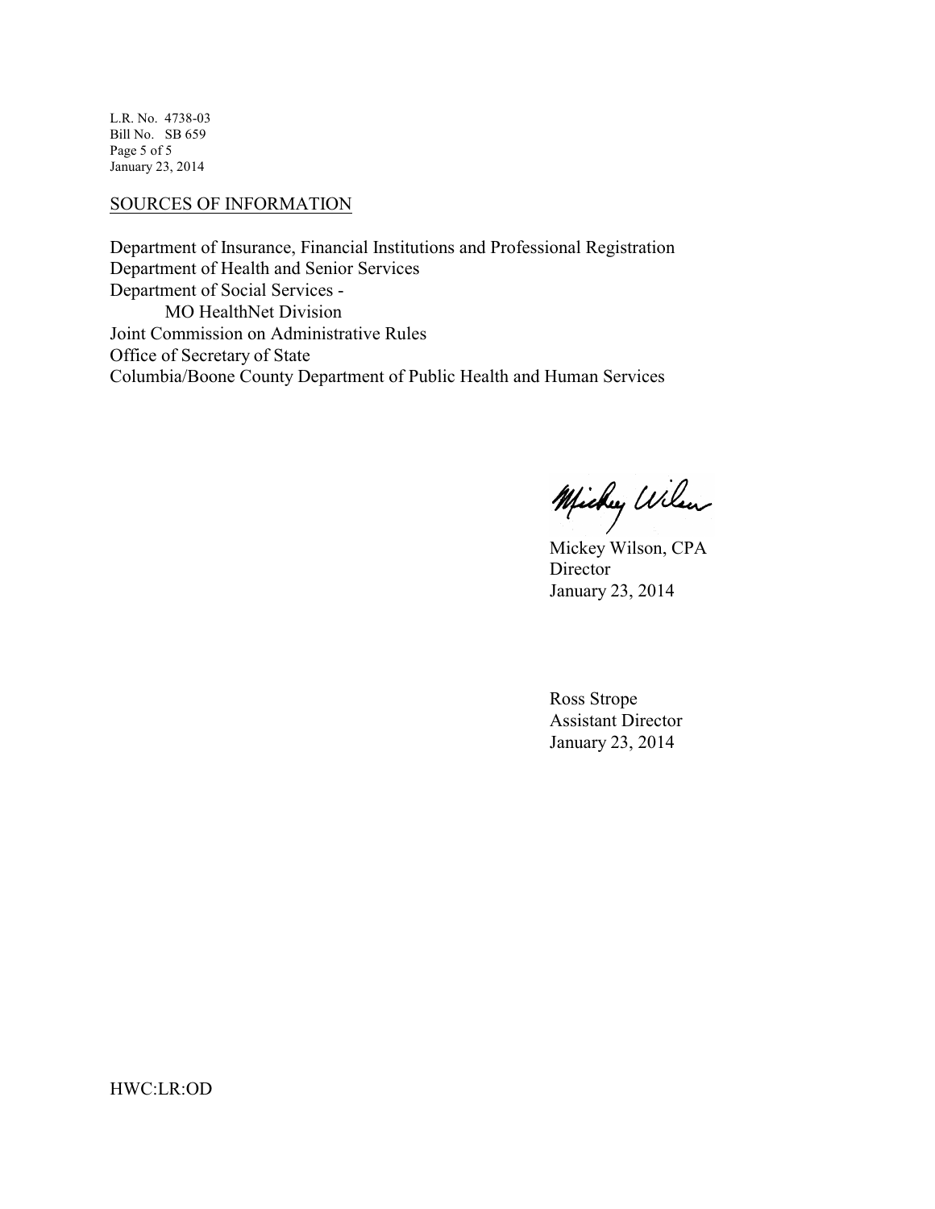## SOURCES OF INFORMATION

Department of Insurance, Financial Institutions and Professional Registration
Department of Health and Senior Services
Department of Social Services -
MO HealthNet Division
Joint Commission on Administrative Rules
Office of Secretary of State
Columbia/Boone County Department of Public Health and Human Services

Mickey Wilson, CPA
Director
January 23, 2014

Ross Strope
Assistant Director
January 23, 2014

HWC:LR:OD